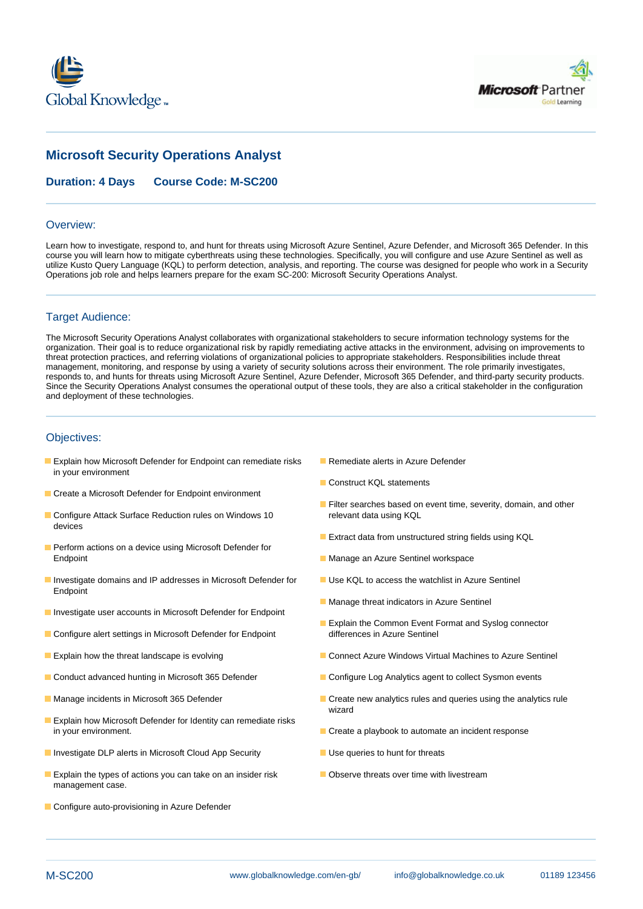# Microsoft Security Operations Analyst

**Duration: 4 Days      Course Code: M-SC200**

## Overview:

Learn how to investigate, respond to, and hunt for threats using Microsoft Azure Sentinel, Azure Defender, and Microsoft 365 Defender. In this course you will learn how to mitigate cyberthreats using these technologies. Specifically, you will configure and use Azure Sentinel as well as utilize Kusto Query Language (KQL) to perform detection, analysis, and reporting. The course was designed for people who work in a Security Operations job role and helps learners prepare for the exam SC-200: Microsoft Security Operations Analyst.

## Target Audience:

The Microsoft Security Operations Analyst collaborates with organizational stakeholders to secure information technology systems for the organization. Their goal is to reduce organizational risk by rapidly remediating active attacks in the environment, advising on improvements to threat protection practices, and referring violations of organizational policies to appropriate stakeholders. Responsibilities include threat management, monitoring, and response by using a variety of security solutions across their environment. The role primarily investigates, responds to, and hunts for threats using Microsoft Azure Sentinel, Azure Defender, Microsoft 365 Defender, and third-party security products. Since the Security Operations Analyst consumes the operational output of these tools, they are also a critical stakeholder in the configuration and deployment of these technologies.

## Objectives:

- Explain how Microsoft Defender for Endpoint can remediate risks in your environment
- Create a Microsoft Defender for Endpoint environment
- Configure Attack Surface Reduction rules on Windows 10 devices
- Perform actions on a device using Microsoft Defender for Endpoint
- Investigate domains and IP addresses in Microsoft Defender for Endpoint
- Investigate user accounts in Microsoft Defender for Endpoint
- Configure alert settings in Microsoft Defender for Endpoint
- Explain how the threat landscape is evolving
- Conduct advanced hunting in Microsoft 365 Defender
- Manage incidents in Microsoft 365 Defender
- Explain how Microsoft Defender for Identity can remediate risks in your environment.
- Investigate DLP alerts in Microsoft Cloud App Security
- Explain the types of actions you can take on an insider risk management case.
- Configure auto-provisioning in Azure Defender
- Remediate alerts in Azure Defender
- Construct KQL statements
- Filter searches based on event time, severity, domain, and other relevant data using KQL
- Extract data from unstructured string fields using KQL
- Manage an Azure Sentinel workspace
- Use KQL to access the watchlist in Azure Sentinel
- Manage threat indicators in Azure Sentinel
- Explain the Common Event Format and Syslog connector differences in Azure Sentinel
- Connect Azure Windows Virtual Machines to Azure Sentinel
- Configure Log Analytics agent to collect Sysmon events
- Create new analytics rules and queries using the analytics rule wizard
- Create a playbook to automate an incident response
- Use queries to hunt for threats
- Observe threats over time with livestream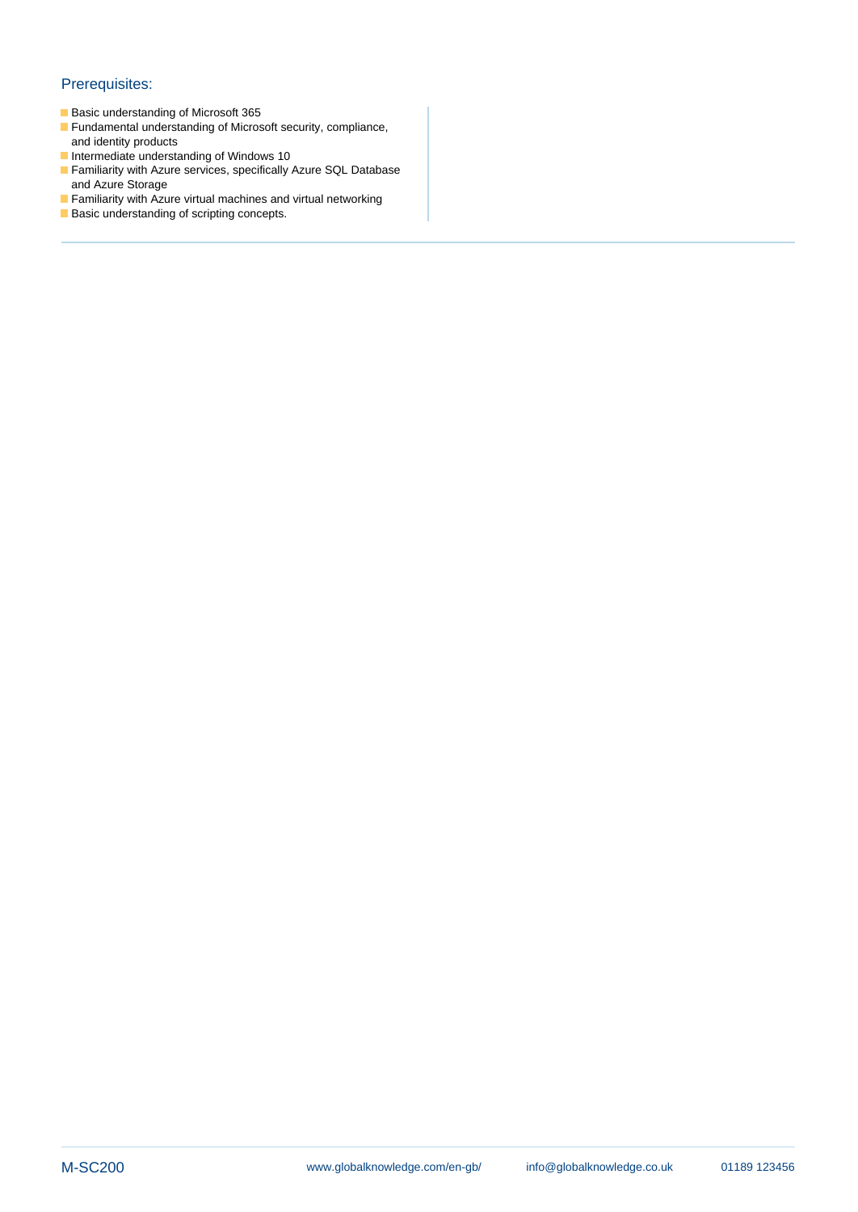## Prerequisites:

- Basic understanding of Microsoft 365
- Fundamental understanding of Microsoft security, compliance, and identity products
- Intermediate understanding of Windows 10
- Familiarity with Azure services, specifically Azure SQL Database and Azure Storage
- Familiarity with Azure virtual machines and virtual networking
- Basic understanding of scripting concepts.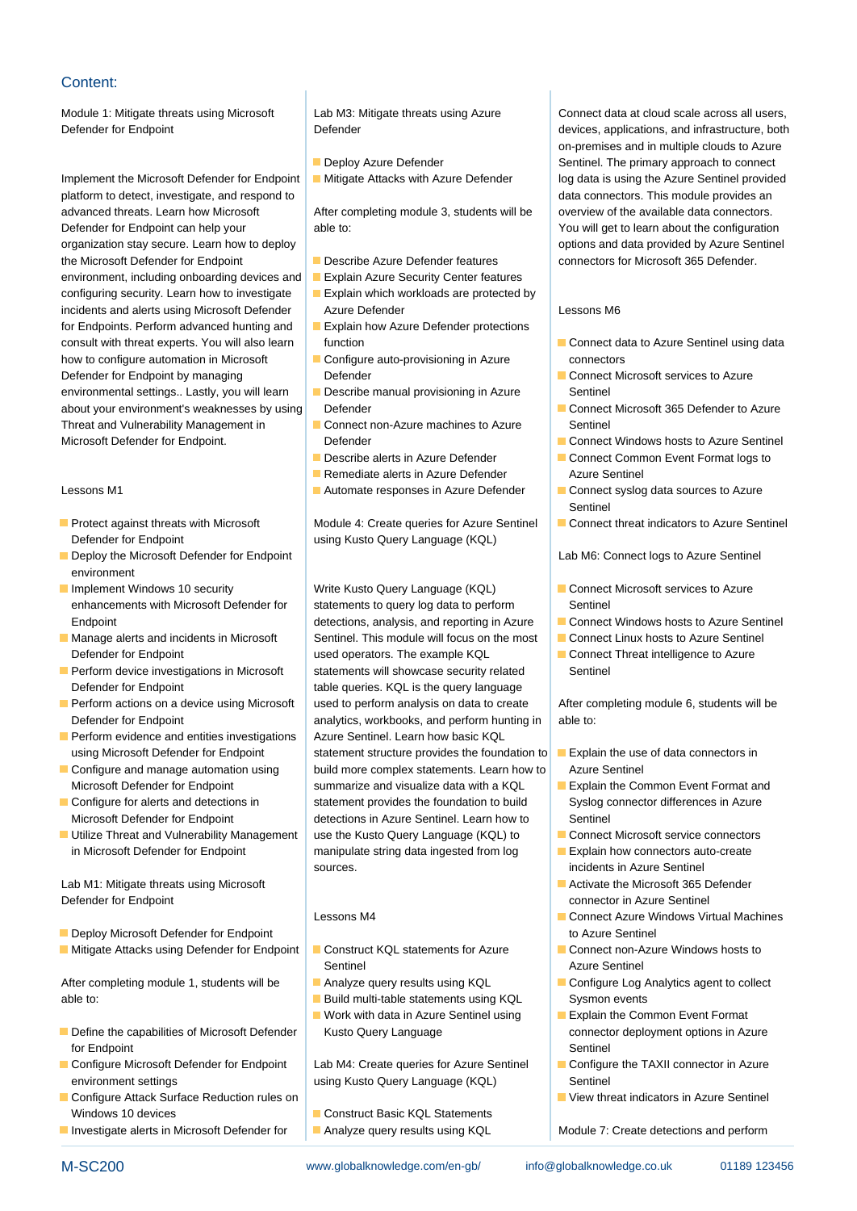## Content:

Module 1: Mitigate threats using Microsoft Defender for Endpoint

Implement the Microsoft Defender for Endpoint platform to detect, investigate, and respond to advanced threats. Learn how Microsoft Defender for Endpoint can help your organization stay secure. Learn how to deploy the Microsoft Defender for Endpoint environment, including onboarding devices and configuring security. Learn how to investigate incidents and alerts using Microsoft Defender for Endpoints. Perform advanced hunting and consult with threat experts. You will also learn how to configure automation in Microsoft Defender for Endpoint by managing environmental settings.. Lastly, you will learn about your environment's weaknesses by using Threat and Vulnerability Management in Microsoft Defender for Endpoint.

Lessons M1

- Protect against threats with Microsoft Defender for Endpoint
- Deploy the Microsoft Defender for Endpoint environment
- Implement Windows 10 security enhancements with Microsoft Defender for Endpoint
- Manage alerts and incidents in Microsoft Defender for Endpoint
- Perform device investigations in Microsoft Defender for Endpoint
- Perform actions on a device using Microsoft Defender for Endpoint
- Perform evidence and entities investigations using Microsoft Defender for Endpoint
- Configure and manage automation using Microsoft Defender for Endpoint
- Configure for alerts and detections in Microsoft Defender for Endpoint
- Utilize Threat and Vulnerability Management in Microsoft Defender for Endpoint

Lab M1: Mitigate threats using Microsoft Defender for Endpoint

- Deploy Microsoft Defender for Endpoint
- Mitigate Attacks using Defender for Endpoint

After completing module 1, students will be able to:

- Define the capabilities of Microsoft Defender for Endpoint
- Configure Microsoft Defender for Endpoint environment settings
- Configure Attack Surface Reduction rules on Windows 10 devices
- Investigate alerts in Microsoft Defender for

Lab M3: Mitigate threats using Azure Defender

- Deploy Azure Defender
- Mitigate Attacks with Azure Defender

After completing module 3, students will be able to:

- Describe Azure Defender features
- Explain Azure Security Center features
- Explain which workloads are protected by Azure Defender
- Explain how Azure Defender protections function
- Configure auto-provisioning in Azure Defender
- Describe manual provisioning in Azure Defender
- Connect non-Azure machines to Azure Defender
- Describe alerts in Azure Defender
- Remediate alerts in Azure Defender
- Automate responses in Azure Defender

Module 4: Create queries for Azure Sentinel using Kusto Query Language (KQL)

Write Kusto Query Language (KQL) statements to query log data to perform detections, analysis, and reporting in Azure Sentinel. This module will focus on the most used operators. The example KQL statements will showcase security related table queries. KQL is the query language used to perform analysis on data to create analytics, workbooks, and perform hunting in Azure Sentinel. Learn how basic KQL statement structure provides the foundation to build more complex statements. Learn how to summarize and visualize data with a KQL statement provides the foundation to build detections in Azure Sentinel. Learn how to use the Kusto Query Language (KQL) to manipulate string data ingested from log sources.

Lessons M4

- Construct KQL statements for Azure Sentinel
- Analyze query results using KQL
- Build multi-table statements using KQL
- Work with data in Azure Sentinel using Kusto Query Language

Lab M4: Create queries for Azure Sentinel using Kusto Query Language (KQL)

- Construct Basic KQL Statements
- Analyze query results using KQL

Connect data at cloud scale across all users, devices, applications, and infrastructure, both on-premises and in multiple clouds to Azure Sentinel. The primary approach to connect log data is using the Azure Sentinel provided data connectors. This module provides an overview of the available data connectors. You will get to learn about the configuration options and data provided by Azure Sentinel connectors for Microsoft 365 Defender.

Lessons M6

- Connect data to Azure Sentinel using data connectors
- Connect Microsoft services to Azure Sentinel
- Connect Microsoft 365 Defender to Azure Sentinel
- Connect Windows hosts to Azure Sentinel
- Connect Common Event Format logs to Azure Sentinel
- Connect syslog data sources to Azure Sentinel
- Connect threat indicators to Azure Sentinel

Lab M6: Connect logs to Azure Sentinel

- Connect Microsoft services to Azure Sentinel
- Connect Windows hosts to Azure Sentinel
- Connect Linux hosts to Azure Sentinel
- Connect Threat intelligence to Azure Sentinel

After completing module 6, students will be able to:

- Explain the use of data connectors in Azure Sentinel
- Explain the Common Event Format and Syslog connector differences in Azure Sentinel
- Connect Microsoft service connectors
- Explain how connectors auto-create incidents in Azure Sentinel
- Activate the Microsoft 365 Defender connector in Azure Sentinel
- Connect Azure Windows Virtual Machines to Azure Sentinel
- Connect non-Azure Windows hosts to Azure Sentinel
- Configure Log Analytics agent to collect Sysmon events
- Explain the Common Event Format connector deployment options in Azure Sentinel
- Configure the TAXII connector in Azure Sentinel
- View threat indicators in Azure Sentinel

Module 7: Create detections and perform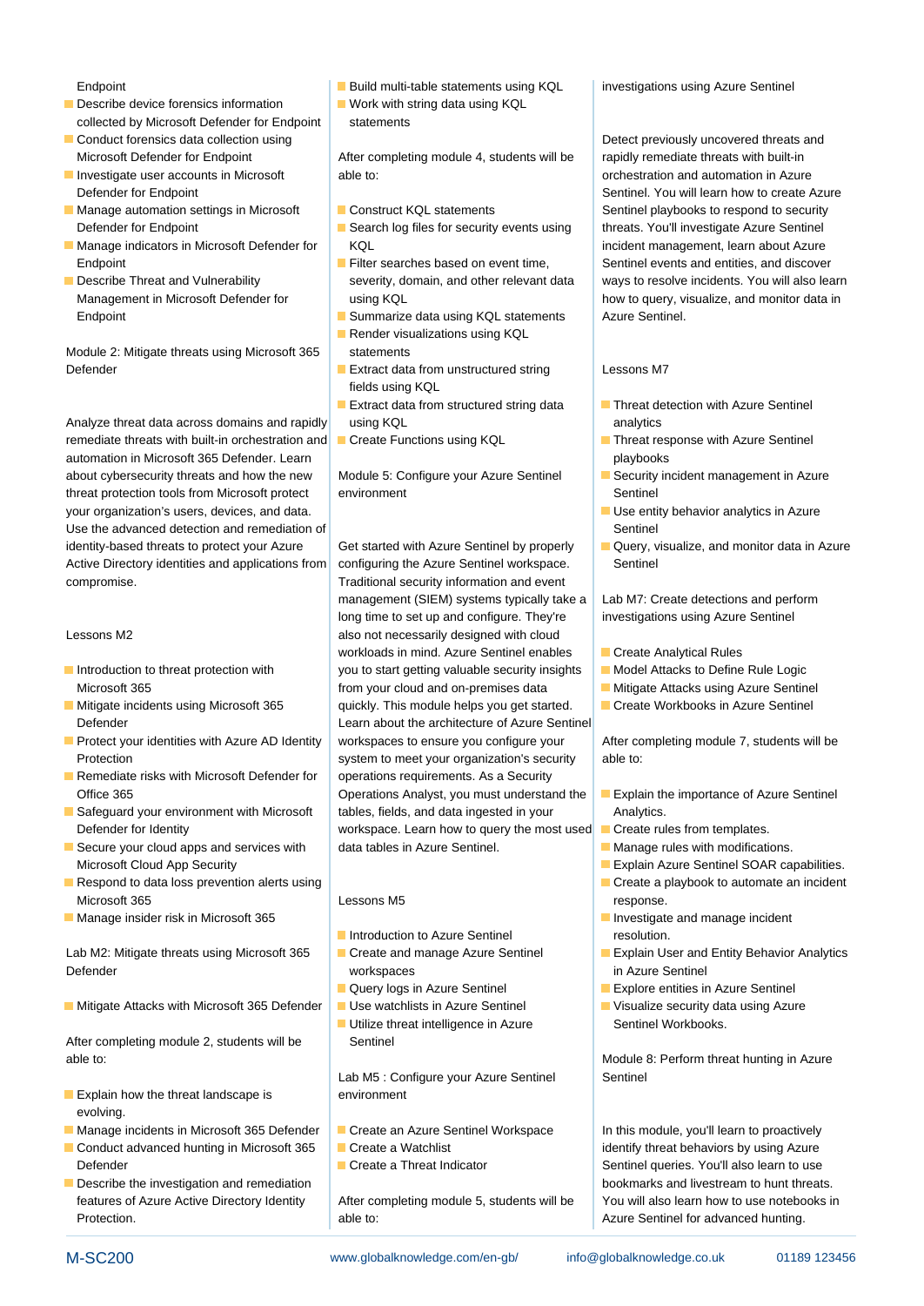- Endpoint
- Describe device forensics information collected by Microsoft Defender for Endpoint
- Conduct forensics data collection using Microsoft Defender for Endpoint
- Investigate user accounts in Microsoft Defender for Endpoint
- Manage automation settings in Microsoft Defender for Endpoint
- Manage indicators in Microsoft Defender for Endpoint
- Describe Threat and Vulnerability Management in Microsoft Defender for Endpoint

Module 2: Mitigate threats using Microsoft 365 Defender

Analyze threat data across domains and rapidly remediate threats with built-in orchestration and automation in Microsoft 365 Defender. Learn about cybersecurity threats and how the new threat protection tools from Microsoft protect your organization's users, devices, and data. Use the advanced detection and remediation of identity-based threats to protect your Azure Active Directory identities and applications from compromise.

Lessons M2

- Introduction to threat protection with Microsoft 365
- Mitigate incidents using Microsoft 365 Defender
- Protect your identities with Azure AD Identity Protection
- Remediate risks with Microsoft Defender for Office 365
- Safeguard your environment with Microsoft Defender for Identity
- Secure your cloud apps and services with Microsoft Cloud App Security
- Respond to data loss prevention alerts using Microsoft 365
- Manage insider risk in Microsoft 365

Lab M2: Mitigate threats using Microsoft 365 Defender

- Mitigate Attacks with Microsoft 365 Defender

After completing module 2, students will be able to:

- Explain how the threat landscape is evolving.
- Manage incidents in Microsoft 365 Defender
- Conduct advanced hunting in Microsoft 365 Defender
- Describe the investigation and remediation features of Azure Active Directory Identity Protection.

- Build multi-table statements using KQL
- Work with string data using KQL statements

After completing module 4, students will be able to:

- Construct KQL statements
- Search log files for security events using KQL
- Filter searches based on event time, severity, domain, and other relevant data using KQL
- Summarize data using KQL statements
- Render visualizations using KQL statements
- Extract data from unstructured string fields using KQL
- Extract data from structured string data using KQL
- Create Functions using KQL

Module 5: Configure your Azure Sentinel environment

Get started with Azure Sentinel by properly configuring the Azure Sentinel workspace. Traditional security information and event management (SIEM) systems typically take a long time to set up and configure. They're also not necessarily designed with cloud workloads in mind. Azure Sentinel enables you to start getting valuable security insights from your cloud and on-premises data quickly. This module helps you get started. Learn about the architecture of Azure Sentinel workspaces to ensure you configure your system to meet your organization's security operations requirements. As a Security Operations Analyst, you must understand the tables, fields, and data ingested in your workspace. Learn how to query the most used data tables in Azure Sentinel.

Lessons M5

- Introduction to Azure Sentinel
- Create and manage Azure Sentinel workspaces
- Query logs in Azure Sentinel
- Use watchlists in Azure Sentinel
- Utilize threat intelligence in Azure Sentinel

Lab M5 : Configure your Azure Sentinel environment

- Create an Azure Sentinel Workspace
- Create a Watchlist
- Create a Threat Indicator

After completing module 5, students will be able to:

investigations using Azure Sentinel

Detect previously uncovered threats and rapidly remediate threats with built-in orchestration and automation in Azure Sentinel. You will learn how to create Azure Sentinel playbooks to respond to security threats. You'll investigate Azure Sentinel incident management, learn about Azure Sentinel events and entities, and discover ways to resolve incidents. You will also learn how to query, visualize, and monitor data in Azure Sentinel.

Lessons M7

- Threat detection with Azure Sentinel analytics
- Threat response with Azure Sentinel playbooks
- Security incident management in Azure Sentinel
- Use entity behavior analytics in Azure Sentinel
- Query, visualize, and monitor data in Azure Sentinel

Lab M7: Create detections and perform investigations using Azure Sentinel

- Create Analytical Rules
- Model Attacks to Define Rule Logic
- Mitigate Attacks using Azure Sentinel
- Create Workbooks in Azure Sentinel

After completing module 7, students will be able to:

- Explain the importance of Azure Sentinel Analytics.
- Create rules from templates.
- Manage rules with modifications.
- Explain Azure Sentinel SOAR capabilities.
- Create a playbook to automate an incident response.
- Investigate and manage incident resolution.
- Explain User and Entity Behavior Analytics in Azure Sentinel
- Explore entities in Azure Sentinel
- Visualize security data using Azure Sentinel Workbooks.

Module 8: Perform threat hunting in Azure Sentinel

In this module, you'll learn to proactively identify threat behaviors by using Azure Sentinel queries. You'll also learn to use bookmarks and livestream to hunt threats. You will also learn how to use notebooks in Azure Sentinel for advanced hunting.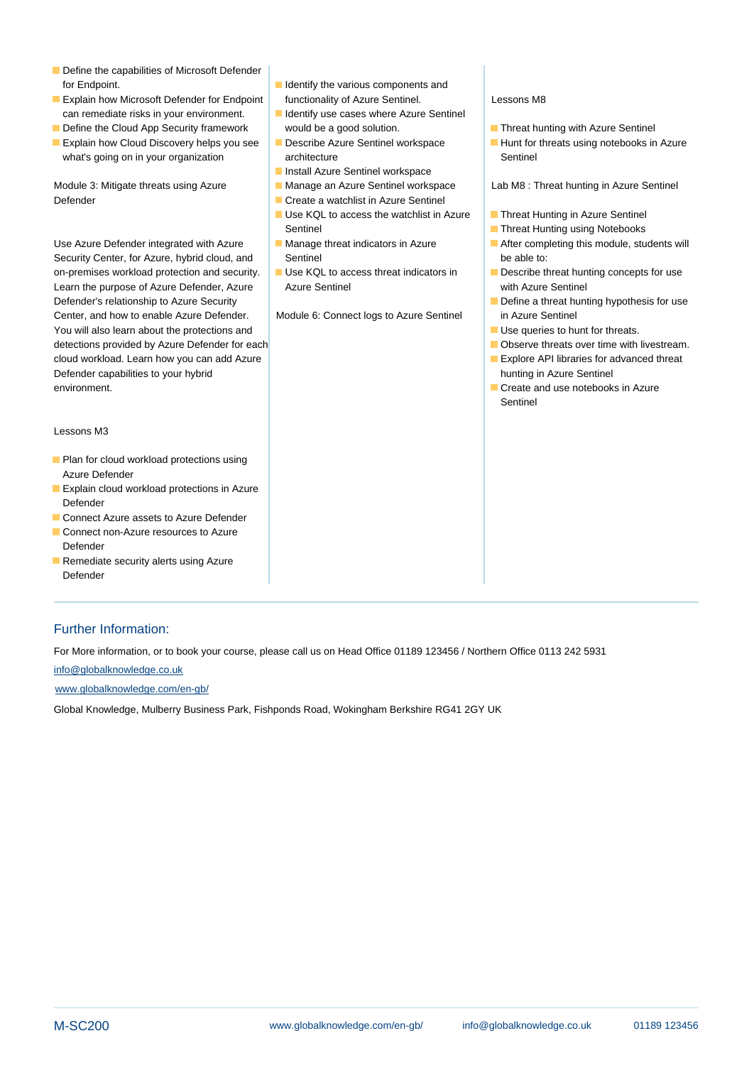- Define the capabilities of Microsoft Defender for Endpoint.
- Explain how Microsoft Defender for Endpoint can remediate risks in your environment.
- Define the Cloud App Security framework
- Explain how Cloud Discovery helps you see what's going on in your organization

Module 3: Mitigate threats using Azure Defender

Use Azure Defender integrated with Azure Security Center, for Azure, hybrid cloud, and on-premises workload protection and security. Learn the purpose of Azure Defender, Azure Defender's relationship to Azure Security Center, and how to enable Azure Defender. You will also learn about the protections and detections provided by Azure Defender for each cloud workload. Learn how you can add Azure Defender capabilities to your hybrid environment.

Lessons M3

- Plan for cloud workload protections using Azure Defender
- Explain cloud workload protections in Azure Defender
- Connect Azure assets to Azure Defender
- Connect non-Azure resources to Azure Defender
- Remediate security alerts using Azure Defender

- Identify the various components and functionality of Azure Sentinel.
- Identify use cases where Azure Sentinel would be a good solution.
- Describe Azure Sentinel workspace architecture
- Install Azure Sentinel workspace
- Manage an Azure Sentinel workspace
- Create a watchlist in Azure Sentinel
- Use KQL to access the watchlist in Azure Sentinel
- Manage threat indicators in Azure Sentinel
- Use KQL to access threat indicators in Azure Sentinel

Module 6: Connect logs to Azure Sentinel

Lessons M8

- Threat hunting with Azure Sentinel
- Hunt for threats using notebooks in Azure Sentinel

Lab M8 : Threat hunting in Azure Sentinel

- Threat Hunting in Azure Sentinel
- Threat Hunting using Notebooks
- After completing this module, students will be able to:
- Describe threat hunting concepts for use with Azure Sentinel
- Define a threat hunting hypothesis for use in Azure Sentinel
- Use queries to hunt for threats.
- Observe threats over time with livestream.
- Explore API libraries for advanced threat hunting in Azure Sentinel
- Create and use notebooks in Azure Sentinel

## Further Information:

For More information, or to book your course, please call us on Head Office 01189 123456 / Northern Office 0113 242 5931

info@globalknowledge.co.uk

www.globalknowledge.com/en-gb/

Global Knowledge, Mulberry Business Park, Fishponds Road, Wokingham Berkshire RG41 2GY UK